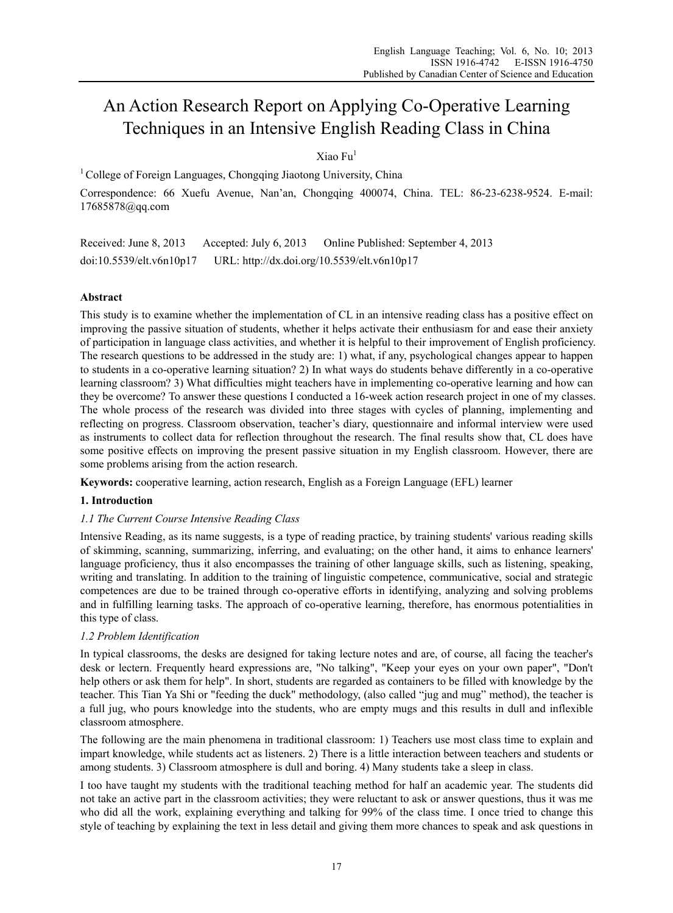# An Action Research Report on Applying Co-Operative Learning Techniques in an Intensive English Reading Class in China

Xiao Fu[1]

[1] College of Foreign Languages, Chongqing Jiaotong University, China

Correspondence: 66 Xuefu Avenue, Nan'an, Chongqing 400074, China. TEL: 86-23-6238-9524. E-mail: 17685878@qq.com

Received: June 8, 2013  Accepted: July 6, 2013  Online Published: September 4, 2013

doi:10.5539/elt.v6n10p17  URL: http://dx.doi.org/10.5539/elt.v6n10p17

## Abstract

This study is to examine whether the implementation of CL in an intensive reading class has a positive effect on improving the passive situation of students, whether it helps activate their enthusiasm for and ease their anxiety of participation in language class activities, and whether it is helpful to their improvement of English proficiency. The research questions to be addressed in the study are: 1) what, if any, psychological changes appear to happen to students in a co-operative learning situation? 2) In what ways do students behave differently in a co-operative learning classroom? 3) What difficulties might teachers have in implementing co-operative learning and how can they be overcome? To answer these questions I conducted a 16-week action research project in one of my classes. The whole process of the research was divided into three stages with cycles of planning, implementing and reflecting on progress. Classroom observation, teacher's diary, questionnaire and informal interview were used as instruments to collect data for reflection throughout the research. The final results show that, CL does have some positive effects on improving the present passive situation in my English classroom. However, there are some problems arising from the action research.

**Keywords:** cooperative learning, action research, English as a Foreign Language (EFL) learner

## 1. Introduction

### *1.1 The Current Course Intensive Reading Class*

Intensive Reading, as its name suggests, is a type of reading practice, by training students' various reading skills of skimming, scanning, summarizing, inferring, and evaluating; on the other hand, it aims to enhance learners' language proficiency, thus it also encompasses the training of other language skills, such as listening, speaking, writing and translating. In addition to the training of linguistic competence, communicative, social and strategic competences are due to be trained through co-operative efforts in identifying, analyzing and solving problems and in fulfilling learning tasks. The approach of co-operative learning, therefore, has enormous potentialities in this type of class.

### *1.2 Problem Identification*

In typical classrooms, the desks are designed for taking lecture notes and are, of course, all facing the teacher's desk or lectern. Frequently heard expressions are, "No talking", "Keep your eyes on your own paper", "Don't help others or ask them for help". In short, students are regarded as containers to be filled with knowledge by the teacher. This Tian Ya Shi or "feeding the duck" methodology, (also called "jug and mug" method), the teacher is a full jug, who pours knowledge into the students, who are empty mugs and this results in dull and inflexible classroom atmosphere.

The following are the main phenomena in traditional classroom: 1) Teachers use most class time to explain and impart knowledge, while students act as listeners. 2) There is a little interaction between teachers and students or among students. 3) Classroom atmosphere is dull and boring. 4) Many students take a sleep in class.

I too have taught my students with the traditional teaching method for half an academic year. The students did not take an active part in the classroom activities; they were reluctant to ask or answer questions, thus it was me who did all the work, explaining everything and talking for 99% of the class time. I once tried to change this style of teaching by explaining the text in less detail and giving them more chances to speak and ask questions in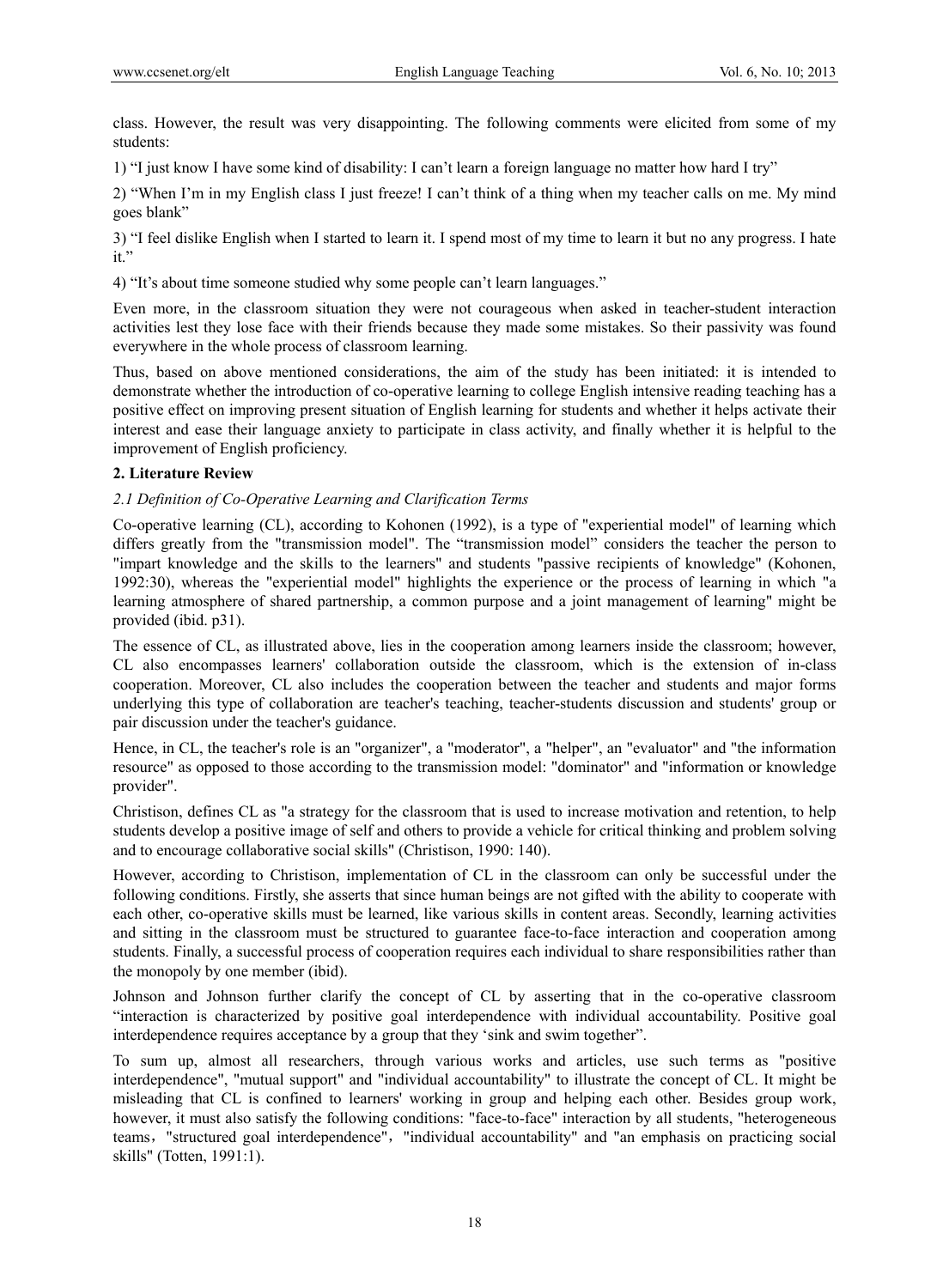class. However, the result was very disappointing. The following comments were elicited from some of my students:

1) "I just know I have some kind of disability: I can't learn a foreign language no matter how hard I try"

2) "When I'm in my English class I just freeze! I can't think of a thing when my teacher calls on me. My mind goes blank"

3) "I feel dislike English when I started to learn it. I spend most of my time to learn it but no any progress. I hate it."

4) "It's about time someone studied why some people can't learn languages."

Even more, in the classroom situation they were not courageous when asked in teacher-student interaction activities lest they lose face with their friends because they made some mistakes. So their passivity was found everywhere in the whole process of classroom learning.

Thus, based on above mentioned considerations, the aim of the study has been initiated: it is intended to demonstrate whether the introduction of co-operative learning to college English intensive reading teaching has a positive effect on improving present situation of English learning for students and whether it helps activate their interest and ease their language anxiety to participate in class activity, and finally whether it is helpful to the improvement of English proficiency.

## 2. Literature Review

### *2.1 Definition of Co-Operative Learning and Clarification Terms*

Co-operative learning (CL), according to Kohonen (1992), is a type of "experiential model" of learning which differs greatly from the "transmission model". The "transmission model" considers the teacher the person to "impart knowledge and the skills to the learners" and students "passive recipients of knowledge" (Kohonen, 1992:30), whereas the "experiential model" highlights the experience or the process of learning in which "a learning atmosphere of shared partnership, a common purpose and a joint management of learning" might be provided (ibid. p31).

The essence of CL, as illustrated above, lies in the cooperation among learners inside the classroom; however, CL also encompasses learners' collaboration outside the classroom, which is the extension of in-class cooperation. Moreover, CL also includes the cooperation between the teacher and students and major forms underlying this type of collaboration are teacher's teaching, teacher-students discussion and students' group or pair discussion under the teacher's guidance.

Hence, in CL, the teacher's role is an "organizer", a "moderator", a "helper", an "evaluator" and "the information resource" as opposed to those according to the transmission model: "dominator" and "information or knowledge provider".

Christison, defines CL as "a strategy for the classroom that is used to increase motivation and retention, to help students develop a positive image of self and others to provide a vehicle for critical thinking and problem solving and to encourage collaborative social skills" (Christison, 1990: 140).

However, according to Christison, implementation of CL in the classroom can only be successful under the following conditions. Firstly, she asserts that since human beings are not gifted with the ability to cooperate with each other, co-operative skills must be learned, like various skills in content areas. Secondly, learning activities and sitting in the classroom must be structured to guarantee face-to-face interaction and cooperation among students. Finally, a successful process of cooperation requires each individual to share responsibilities rather than the monopoly by one member (ibid).

Johnson and Johnson further clarify the concept of CL by asserting that in the co-operative classroom "interaction is characterized by positive goal interdependence with individual accountability. Positive goal interdependence requires acceptance by a group that they 'sink and swim together".

To sum up, almost all researchers, through various works and articles, use such terms as "positive interdependence", "mutual support" and "individual accountability" to illustrate the concept of CL. It might be misleading that CL is confined to learners' working in group and helping each other. Besides group work, however, it must also satisfy the following conditions: "face-to-face" interaction by all students, "heterogeneous teams，"structured goal interdependence"，"individual accountability" and "an emphasis on practicing social skills" (Totten, 1991:1).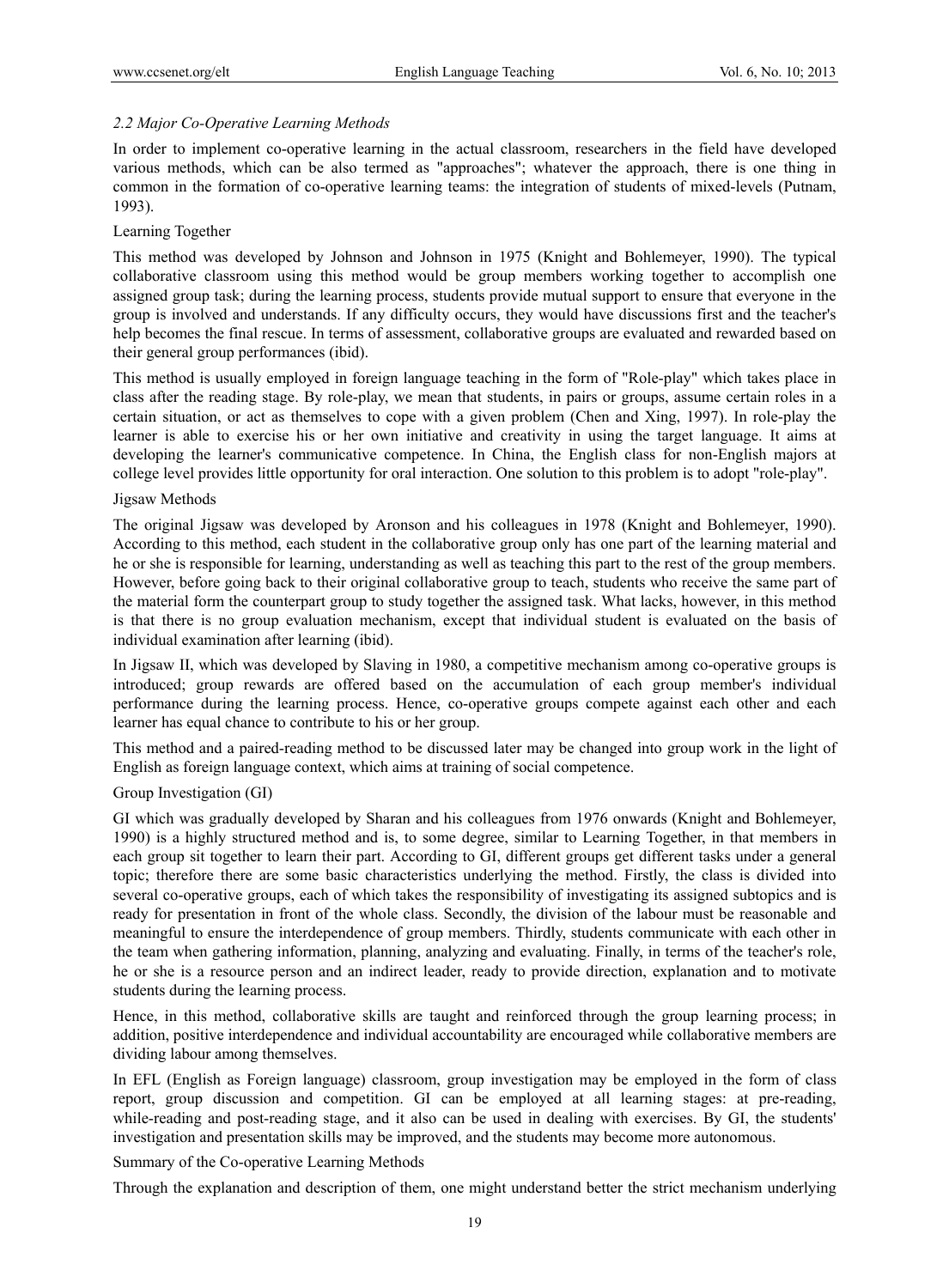### *2.2 Major Co-Operative Learning Methods*

In order to implement co-operative learning in the actual classroom, researchers in the field have developed various methods, which can be also termed as "approaches"; whatever the approach, there is one thing in common in the formation of co-operative learning teams: the integration of students of mixed-levels (Putnam, 1993).

Learning Together

This method was developed by Johnson and Johnson in 1975 (Knight and Bohlemeyer, 1990). The typical collaborative classroom using this method would be group members working together to accomplish one assigned group task; during the learning process, students provide mutual support to ensure that everyone in the group is involved and understands. If any difficulty occurs, they would have discussions first and the teacher's help becomes the final rescue. In terms of assessment, collaborative groups are evaluated and rewarded based on their general group performances (ibid).

This method is usually employed in foreign language teaching in the form of "Role-play" which takes place in class after the reading stage. By role-play, we mean that students, in pairs or groups, assume certain roles in a certain situation, or act as themselves to cope with a given problem (Chen and Xing, 1997). In role-play the learner is able to exercise his or her own initiative and creativity in using the target language. It aims at developing the learner's communicative competence. In China, the English class for non-English majors at college level provides little opportunity for oral interaction. One solution to this problem is to adopt "role-play".

Jigsaw Methods

The original Jigsaw was developed by Aronson and his colleagues in 1978 (Knight and Bohlemeyer, 1990). According to this method, each student in the collaborative group only has one part of the learning material and he or she is responsible for learning, understanding as well as teaching this part to the rest of the group members. However, before going back to their original collaborative group to teach, students who receive the same part of the material form the counterpart group to study together the assigned task. What lacks, however, in this method is that there is no group evaluation mechanism, except that individual student is evaluated on the basis of individual examination after learning (ibid).

In Jigsaw II, which was developed by Slaving in 1980, a competitive mechanism among co-operative groups is introduced; group rewards are offered based on the accumulation of each group member's individual performance during the learning process. Hence, co-operative groups compete against each other and each learner has equal chance to contribute to his or her group.

This method and a paired-reading method to be discussed later may be changed into group work in the light of English as foreign language context, which aims at training of social competence.

Group Investigation (GI)

GI which was gradually developed by Sharan and his colleagues from 1976 onwards (Knight and Bohlemeyer, 1990) is a highly structured method and is, to some degree, similar to Learning Together, in that members in each group sit together to learn their part. According to GI, different groups get different tasks under a general topic; therefore there are some basic characteristics underlying the method. Firstly, the class is divided into several co-operative groups, each of which takes the responsibility of investigating its assigned subtopics and is ready for presentation in front of the whole class. Secondly, the division of the labour must be reasonable and meaningful to ensure the interdependence of group members. Thirdly, students communicate with each other in the team when gathering information, planning, analyzing and evaluating. Finally, in terms of the teacher's role, he or she is a resource person and an indirect leader, ready to provide direction, explanation and to motivate students during the learning process.

Hence, in this method, collaborative skills are taught and reinforced through the group learning process; in addition, positive interdependence and individual accountability are encouraged while collaborative members are dividing labour among themselves.

In EFL (English as Foreign language) classroom, group investigation may be employed in the form of class report, group discussion and competition. GI can be employed at all learning stages: at pre-reading, while-reading and post-reading stage, and it also can be used in dealing with exercises. By GI, the students' investigation and presentation skills may be improved, and the students may become more autonomous.

Summary of the Co-operative Learning Methods

Through the explanation and description of them, one might understand better the strict mechanism underlying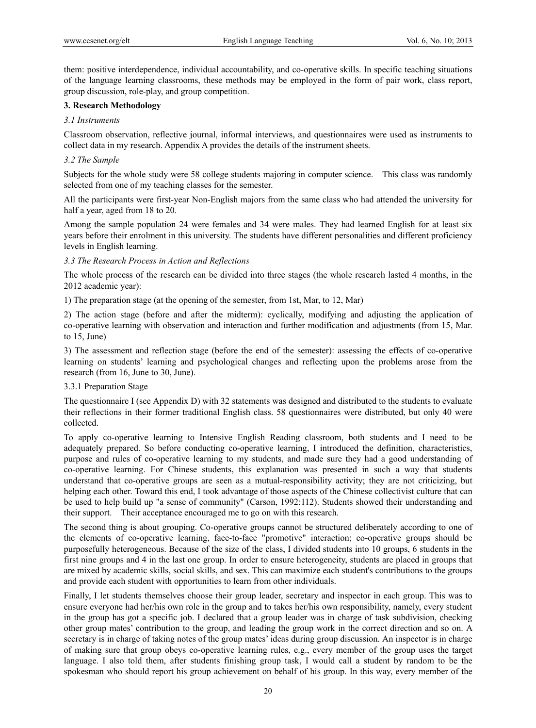them: positive interdependence, individual accountability, and co-operative skills. In specific teaching situations of the language learning classrooms, these methods may be employed in the form of pair work, class report, group discussion, role-play, and group competition.

## 3. Research Methodology

### *3.1 Instruments*

Classroom observation, reflective journal, informal interviews, and questionnaires were used as instruments to collect data in my research. Appendix A provides the details of the instrument sheets.

### *3.2 The Sample*

Subjects for the whole study were 58 college students majoring in computer science. This class was randomly selected from one of my teaching classes for the semester.

All the participants were first-year Non-English majors from the same class who had attended the university for half a year, aged from 18 to 20.

Among the sample population 24 were females and 34 were males. They had learned English for at least six years before their enrolment in this university. The students have different personalities and different proficiency levels in English learning.

### *3.3 The Research Process in Action and Reflections*

The whole process of the research can be divided into three stages (the whole research lasted 4 months, in the 2012 academic year):

1) The preparation stage (at the opening of the semester, from 1st, Mar, to 12, Mar)

2) The action stage (before and after the midterm): cyclically, modifying and adjusting the application of co-operative learning with observation and interaction and further modification and adjustments (from 15, Mar. to 15, June)

3) The assessment and reflection stage (before the end of the semester): assessing the effects of co-operative learning on students' learning and psychological changes and reflecting upon the problems arose from the research (from 16, June to 30, June).

#### 3.3.1 Preparation Stage

The questionnaire I (see Appendix D) with 32 statements was designed and distributed to the students to evaluate their reflections in their former traditional English class. 58 questionnaires were distributed, but only 40 were collected.

To apply co-operative learning to Intensive English Reading classroom, both students and I need to be adequately prepared. So before conducting co-operative learning, I introduced the definition, characteristics, purpose and rules of co-operative learning to my students, and made sure they had a good understanding of co-operative learning. For Chinese students, this explanation was presented in such a way that students understand that co-operative groups are seen as a mutual-responsibility activity; they are not criticizing, but helping each other. Toward this end, I took advantage of those aspects of the Chinese collectivist culture that can be used to help build up "a sense of community" (Carson, 1992:112). Students showed their understanding and their support. Their acceptance encouraged me to go on with this research.

The second thing is about grouping. Co-operative groups cannot be structured deliberately according to one of the elements of co-operative learning, face-to-face "promotive" interaction; co-operative groups should be purposefully heterogeneous. Because of the size of the class, I divided students into 10 groups, 6 students in the first nine groups and 4 in the last one group. In order to ensure heterogeneity, students are placed in groups that are mixed by academic skills, social skills, and sex. This can maximize each student's contributions to the groups and provide each student with opportunities to learn from other individuals.

Finally, I let students themselves choose their group leader, secretary and inspector in each group. This was to ensure everyone had her/his own role in the group and to takes her/his own responsibility, namely, every student in the group has got a specific job. I declared that a group leader was in charge of task subdivision, checking other group mates' contribution to the group, and leading the group work in the correct direction and so on. A secretary is in charge of taking notes of the group mates' ideas during group discussion. An inspector is in charge of making sure that group obeys co-operative learning rules, e.g., every member of the group uses the target language. I also told them, after students finishing group task, I would call a student by random to be the spokesman who should report his group achievement on behalf of his group. In this way, every member of the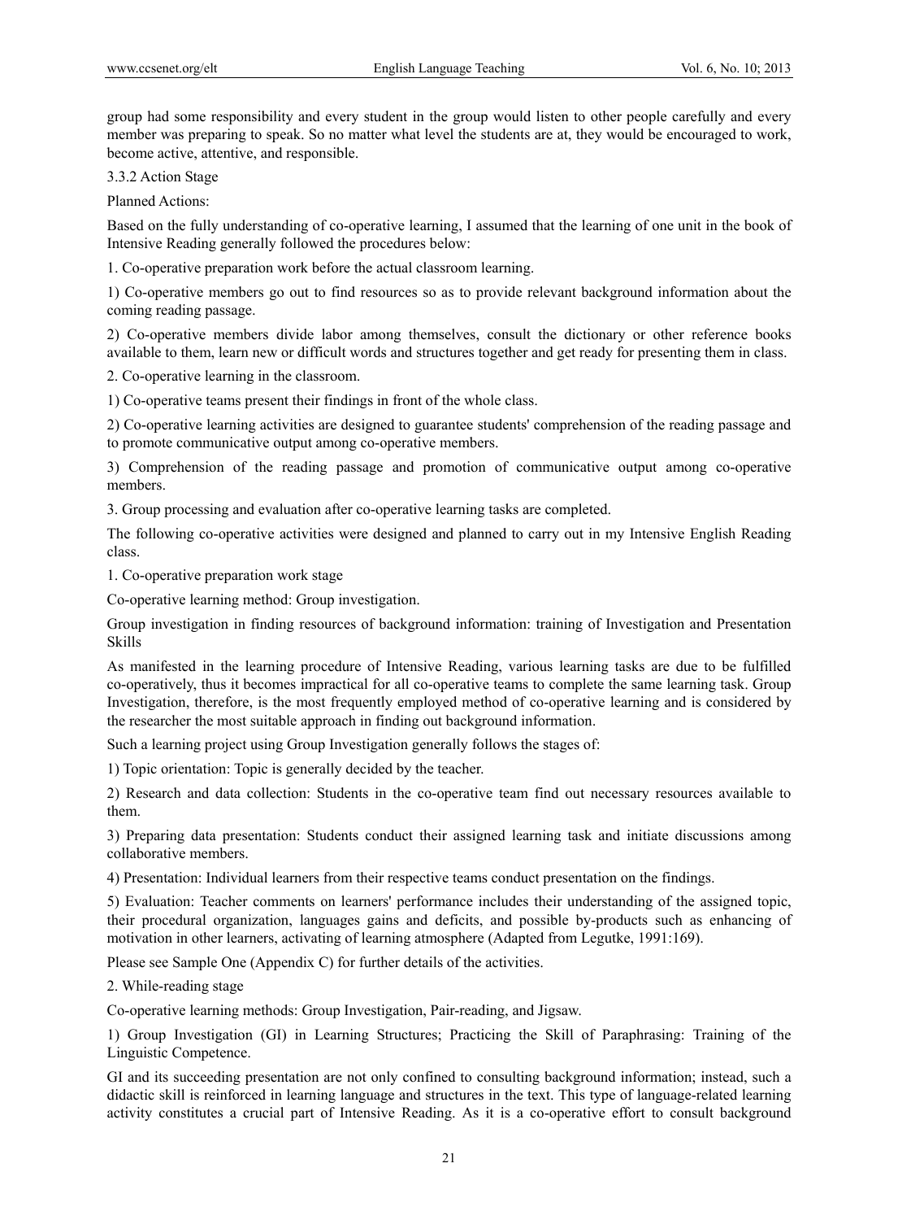group had some responsibility and every student in the group would listen to other people carefully and every member was preparing to speak. So no matter what level the students are at, they would be encouraged to work, become active, attentive, and responsible.

### 3.3.2 Action Stage

Planned Actions:

Based on the fully understanding of co-operative learning, I assumed that the learning of one unit in the book of Intensive Reading generally followed the procedures below:

1. Co-operative preparation work before the actual classroom learning.

1) Co-operative members go out to find resources so as to provide relevant background information about the coming reading passage.

2) Co-operative members divide labor among themselves, consult the dictionary or other reference books available to them, learn new or difficult words and structures together and get ready for presenting them in class.

2. Co-operative learning in the classroom.

1) Co-operative teams present their findings in front of the whole class.

2) Co-operative learning activities are designed to guarantee students' comprehension of the reading passage and to promote communicative output among co-operative members.

3) Comprehension of the reading passage and promotion of communicative output among co-operative members.

3. Group processing and evaluation after co-operative learning tasks are completed.

The following co-operative activities were designed and planned to carry out in my Intensive English Reading class.

1. Co-operative preparation work stage

Co-operative learning method: Group investigation.

Group investigation in finding resources of background information: training of Investigation and Presentation Skills

As manifested in the learning procedure of Intensive Reading, various learning tasks are due to be fulfilled co-operatively, thus it becomes impractical for all co-operative teams to complete the same learning task. Group Investigation, therefore, is the most frequently employed method of co-operative learning and is considered by the researcher the most suitable approach in finding out background information.

Such a learning project using Group Investigation generally follows the stages of:

1) Topic orientation: Topic is generally decided by the teacher.

2) Research and data collection: Students in the co-operative team find out necessary resources available to them.

3) Preparing data presentation: Students conduct their assigned learning task and initiate discussions among collaborative members.

4) Presentation: Individual learners from their respective teams conduct presentation on the findings.

5) Evaluation: Teacher comments on learners' performance includes their understanding of the assigned topic, their procedural organization, languages gains and deficits, and possible by-products such as enhancing of motivation in other learners, activating of learning atmosphere (Adapted from Legutke, 1991:169).

Please see Sample One (Appendix C) for further details of the activities.

2. While-reading stage

Co-operative learning methods: Group Investigation, Pair-reading, and Jigsaw.

1) Group Investigation (GI) in Learning Structures; Practicing the Skill of Paraphrasing: Training of the Linguistic Competence.

GI and its succeeding presentation are not only confined to consulting background information; instead, such a didactic skill is reinforced in learning language and structures in the text. This type of language-related learning activity constitutes a crucial part of Intensive Reading. As it is a co-operative effort to consult background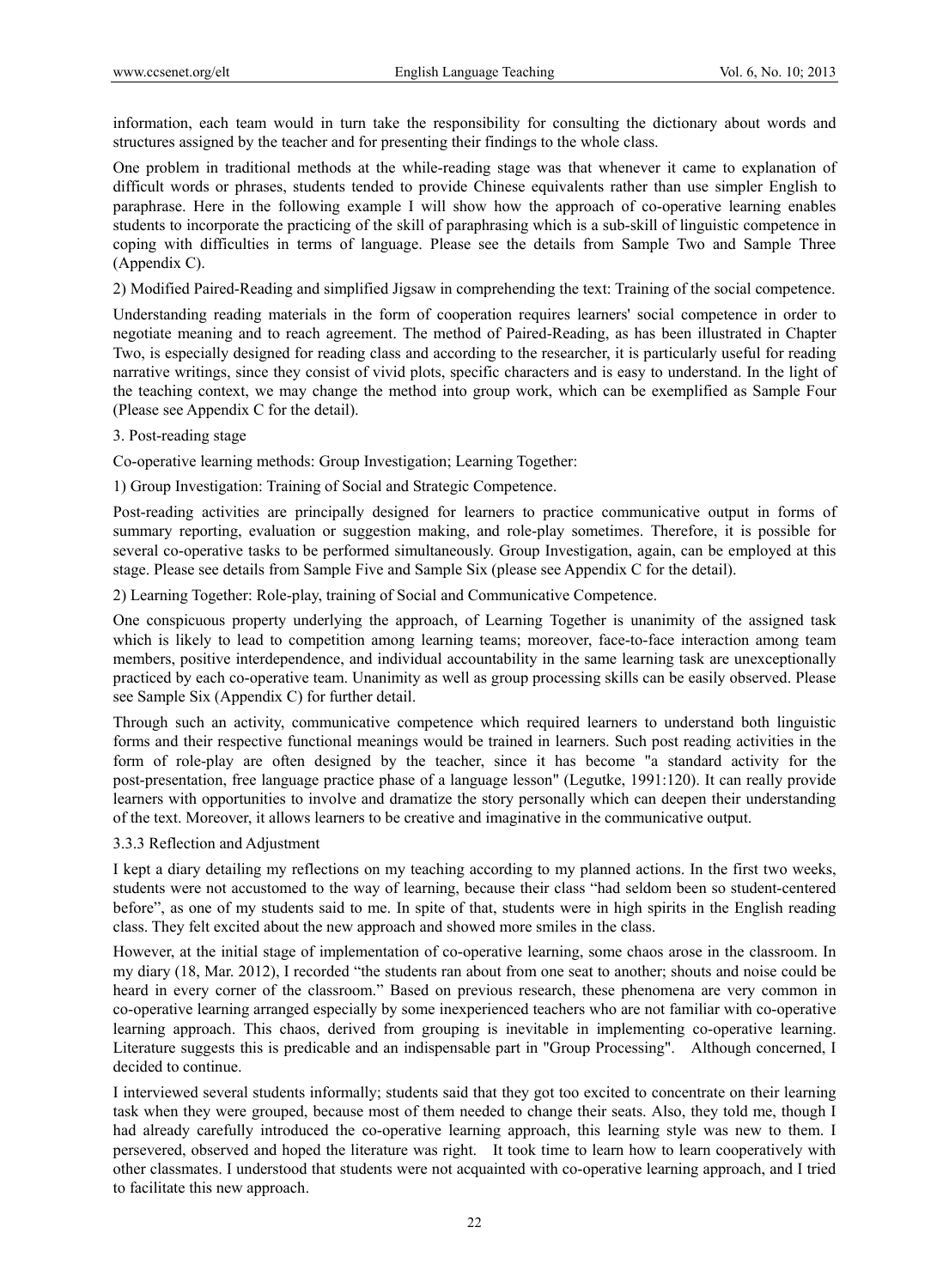information, each team would in turn take the responsibility for consulting the dictionary about words and structures assigned by the teacher and for presenting their findings to the whole class.

One problem in traditional methods at the while-reading stage was that whenever it came to explanation of difficult words or phrases, students tended to provide Chinese equivalents rather than use simpler English to paraphrase. Here in the following example I will show how the approach of co-operative learning enables students to incorporate the practicing of the skill of paraphrasing which is a sub-skill of linguistic competence in coping with difficulties in terms of language. Please see the details from Sample Two and Sample Three (Appendix C).

2) Modified Paired-Reading and simplified Jigsaw in comprehending the text: Training of the social competence.

Understanding reading materials in the form of cooperation requires learners' social competence in order to negotiate meaning and to reach agreement. The method of Paired-Reading, as has been illustrated in Chapter Two, is especially designed for reading class and according to the researcher, it is particularly useful for reading narrative writings, since they consist of vivid plots, specific characters and is easy to understand. In the light of the teaching context, we may change the method into group work, which can be exemplified as Sample Four (Please see Appendix C for the detail).

3. Post-reading stage

Co-operative learning methods: Group Investigation; Learning Together:

1) Group Investigation: Training of Social and Strategic Competence.

Post-reading activities are principally designed for learners to practice communicative output in forms of summary reporting, evaluation or suggestion making, and role-play sometimes. Therefore, it is possible for several co-operative tasks to be performed simultaneously. Group Investigation, again, can be employed at this stage. Please see details from Sample Five and Sample Six (please see Appendix C for the detail).

2) Learning Together: Role-play, training of Social and Communicative Competence.

One conspicuous property underlying the approach, of Learning Together is unanimity of the assigned task which is likely to lead to competition among learning teams; moreover, face-to-face interaction among team members, positive interdependence, and individual accountability in the same learning task are unexceptionally practiced by each co-operative team. Unanimity as well as group processing skills can be easily observed. Please see Sample Six (Appendix C) for further detail.

Through such an activity, communicative competence which required learners to understand both linguistic forms and their respective functional meanings would be trained in learners. Such post reading activities in the form of role-play are often designed by the teacher, since it has become "a standard activity for the post-presentation, free language practice phase of a language lesson" (Legutke, 1991:120). It can really provide learners with opportunities to involve and dramatize the story personally which can deepen their understanding of the text. Moreover, it allows learners to be creative and imaginative in the communicative output.

### 3.3.3 Reflection and Adjustment

I kept a diary detailing my reflections on my teaching according to my planned actions. In the first two weeks, students were not accustomed to the way of learning, because their class "had seldom been so student-centered before", as one of my students said to me. In spite of that, students were in high spirits in the English reading class. They felt excited about the new approach and showed more smiles in the class.

However, at the initial stage of implementation of co-operative learning, some chaos arose in the classroom. In my diary (18, Mar. 2012), I recorded "the students ran about from one seat to another; shouts and noise could be heard in every corner of the classroom." Based on previous research, these phenomena are very common in co-operative learning arranged especially by some inexperienced teachers who are not familiar with co-operative learning approach. This chaos, derived from grouping is inevitable in implementing co-operative learning. Literature suggests this is predicable and an indispensable part in "Group Processing". Although concerned, I decided to continue.

I interviewed several students informally; students said that they got too excited to concentrate on their learning task when they were grouped, because most of them needed to change their seats. Also, they told me, though I had already carefully introduced the co-operative learning approach, this learning style was new to them. I persevered, observed and hoped the literature was right. It took time to learn how to learn cooperatively with other classmates. I understood that students were not acquainted with co-operative learning approach, and I tried to facilitate this new approach.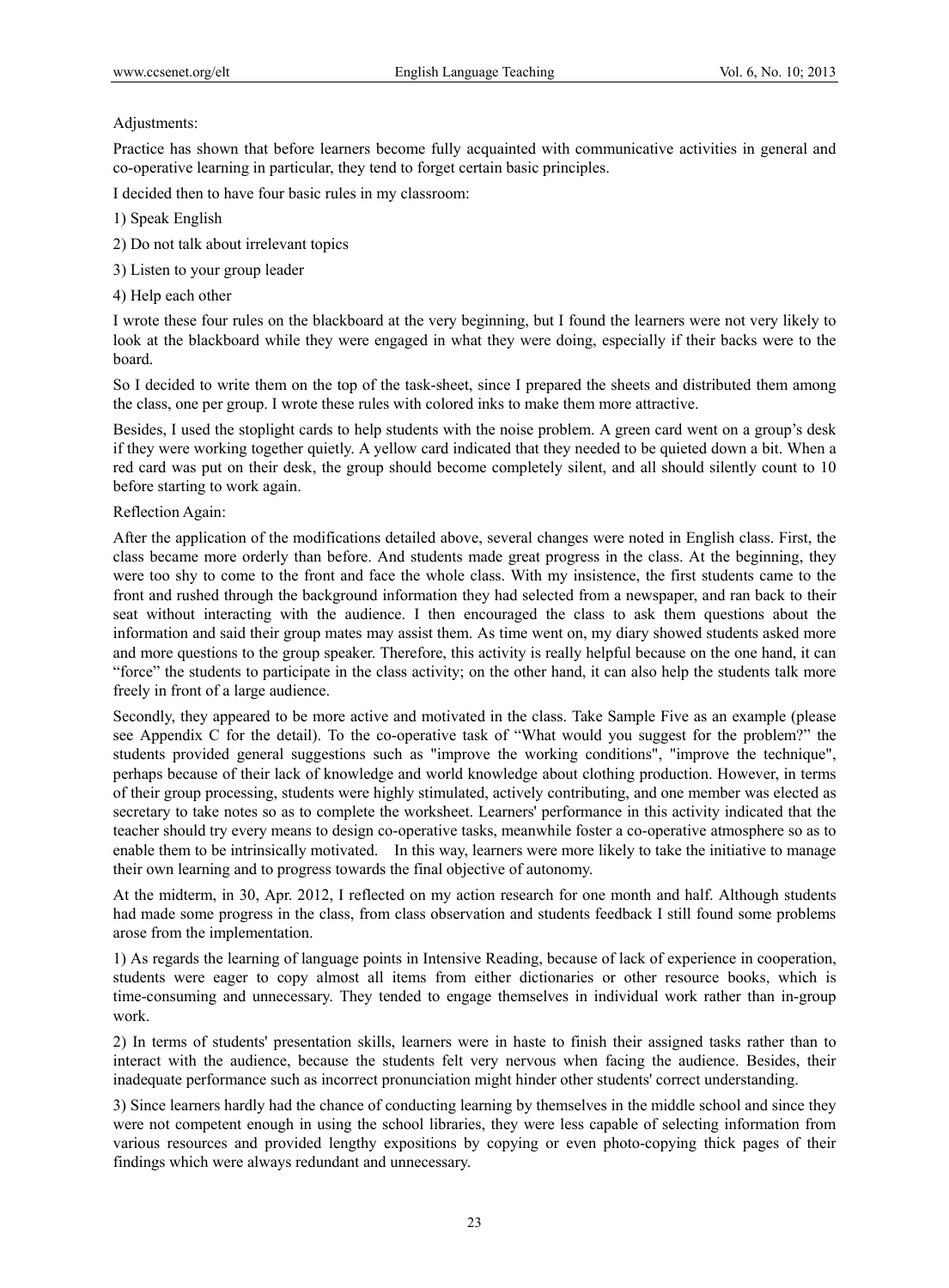Adjustments:

Practice has shown that before learners become fully acquainted with communicative activities in general and co-operative learning in particular, they tend to forget certain basic principles.

I decided then to have four basic rules in my classroom:

1) Speak English

2) Do not talk about irrelevant topics

3) Listen to your group leader

4) Help each other

I wrote these four rules on the blackboard at the very beginning, but I found the learners were not very likely to look at the blackboard while they were engaged in what they were doing, especially if their backs were to the board.

So I decided to write them on the top of the task-sheet, since I prepared the sheets and distributed them among the class, one per group. I wrote these rules with colored inks to make them more attractive.

Besides, I used the stoplight cards to help students with the noise problem. A green card went on a group's desk if they were working together quietly. A yellow card indicated that they needed to be quieted down a bit. When a red card was put on their desk, the group should become completely silent, and all should silently count to 10 before starting to work again.

Reflection Again:

After the application of the modifications detailed above, several changes were noted in English class. First, the class became more orderly than before. And students made great progress in the class. At the beginning, they were too shy to come to the front and face the whole class. With my insistence, the first students came to the front and rushed through the background information they had selected from a newspaper, and ran back to their seat without interacting with the audience. I then encouraged the class to ask them questions about the information and said their group mates may assist them. As time went on, my diary showed students asked more and more questions to the group speaker. Therefore, this activity is really helpful because on the one hand, it can "force" the students to participate in the class activity; on the other hand, it can also help the students talk more freely in front of a large audience.

Secondly, they appeared to be more active and motivated in the class. Take Sample Five as an example (please see Appendix C for the detail). To the co-operative task of "What would you suggest for the problem?" the students provided general suggestions such as "improve the working conditions", "improve the technique", perhaps because of their lack of knowledge and world knowledge about clothing production. However, in terms of their group processing, students were highly stimulated, actively contributing, and one member was elected as secretary to take notes so as to complete the worksheet. Learners' performance in this activity indicated that the teacher should try every means to design co-operative tasks, meanwhile foster a co-operative atmosphere so as to enable them to be intrinsically motivated. In this way, learners were more likely to take the initiative to manage their own learning and to progress towards the final objective of autonomy.

At the midterm, in 30, Apr. 2012, I reflected on my action research for one month and half. Although students had made some progress in the class, from class observation and students feedback I still found some problems arose from the implementation.

1) As regards the learning of language points in Intensive Reading, because of lack of experience in cooperation, students were eager to copy almost all items from either dictionaries or other resource books, which is time-consuming and unnecessary. They tended to engage themselves in individual work rather than in-group work.

2) In terms of students' presentation skills, learners were in haste to finish their assigned tasks rather than to interact with the audience, because the students felt very nervous when facing the audience. Besides, their inadequate performance such as incorrect pronunciation might hinder other students' correct understanding.

3) Since learners hardly had the chance of conducting learning by themselves in the middle school and since they were not competent enough in using the school libraries, they were less capable of selecting information from various resources and provided lengthy expositions by copying or even photo-copying thick pages of their findings which were always redundant and unnecessary.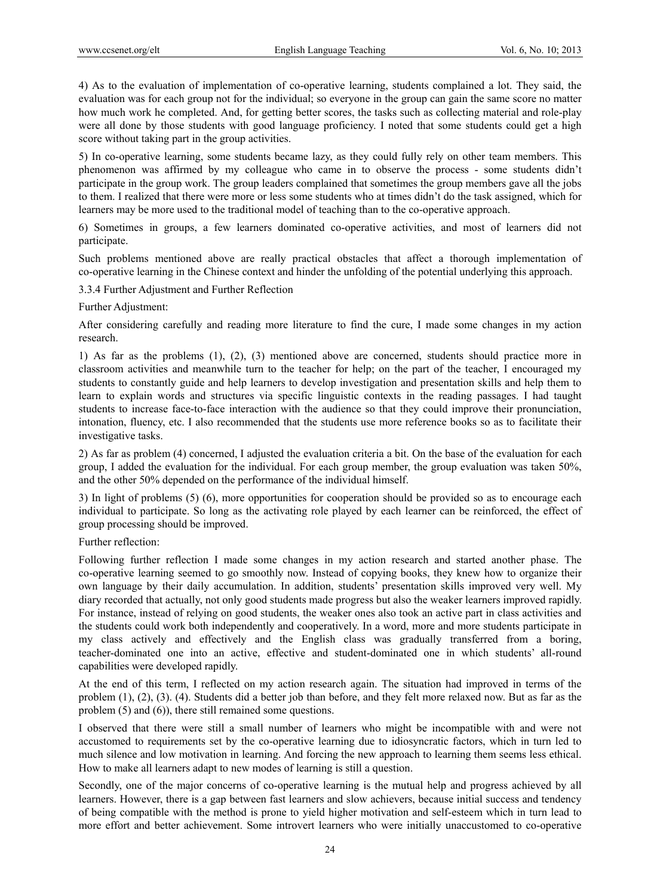4) As to the evaluation of implementation of co-operative learning, students complained a lot. They said, the evaluation was for each group not for the individual; so everyone in the group can gain the same score no matter how much work he completed. And, for getting better scores, the tasks such as collecting material and role-play were all done by those students with good language proficiency. I noted that some students could get a high score without taking part in the group activities.

5) In co-operative learning, some students became lazy, as they could fully rely on other team members. This phenomenon was affirmed by my colleague who came in to observe the process - some students didn't participate in the group work. The group leaders complained that sometimes the group members gave all the jobs to them. I realized that there were more or less some students who at times didn't do the task assigned, which for learners may be more used to the traditional model of teaching than to the co-operative approach.

6) Sometimes in groups, a few learners dominated co-operative activities, and most of learners did not participate.

Such problems mentioned above are really practical obstacles that affect a thorough implementation of co-operative learning in the Chinese context and hinder the unfolding of the potential underlying this approach.

#### 3.3.4 Further Adjustment and Further Reflection

Further Adjustment:

After considering carefully and reading more literature to find the cure, I made some changes in my action research.

1) As far as the problems (1), (2), (3) mentioned above are concerned, students should practice more in classroom activities and meanwhile turn to the teacher for help; on the part of the teacher, I encouraged my students to constantly guide and help learners to develop investigation and presentation skills and help them to learn to explain words and structures via specific linguistic contexts in the reading passages. I had taught students to increase face-to-face interaction with the audience so that they could improve their pronunciation, intonation, fluency, etc. I also recommended that the students use more reference books so as to facilitate their investigative tasks.

2) As far as problem (4) concerned, I adjusted the evaluation criteria a bit. On the base of the evaluation for each group, I added the evaluation for the individual. For each group member, the group evaluation was taken 50%, and the other 50% depended on the performance of the individual himself.

3) In light of problems (5) (6), more opportunities for cooperation should be provided so as to encourage each individual to participate. So long as the activating role played by each learner can be reinforced, the effect of group processing should be improved.

Further reflection:

Following further reflection I made some changes in my action research and started another phase. The co-operative learning seemed to go smoothly now. Instead of copying books, they knew how to organize their own language by their daily accumulation. In addition, students' presentation skills improved very well. My diary recorded that actually, not only good students made progress but also the weaker learners improved rapidly. For instance, instead of relying on good students, the weaker ones also took an active part in class activities and the students could work both independently and cooperatively. In a word, more and more students participate in my class actively and effectively and the English class was gradually transferred from a boring, teacher-dominated one into an active, effective and student-dominated one in which students' all-round capabilities were developed rapidly.

At the end of this term, I reflected on my action research again. The situation had improved in terms of the problem (1), (2), (3). (4). Students did a better job than before, and they felt more relaxed now. But as far as the problem (5) and (6)), there still remained some questions.

I observed that there were still a small number of learners who might be incompatible with and were not accustomed to requirements set by the co-operative learning due to idiosyncratic factors, which in turn led to much silence and low motivation in learning. And forcing the new approach to learning them seems less ethical. How to make all learners adapt to new modes of learning is still a question.

Secondly, one of the major concerns of co-operative learning is the mutual help and progress achieved by all learners. However, there is a gap between fast learners and slow achievers, because initial success and tendency of being compatible with the method is prone to yield higher motivation and self-esteem which in turn lead to more effort and better achievement. Some introvert learners who were initially unaccustomed to co-operative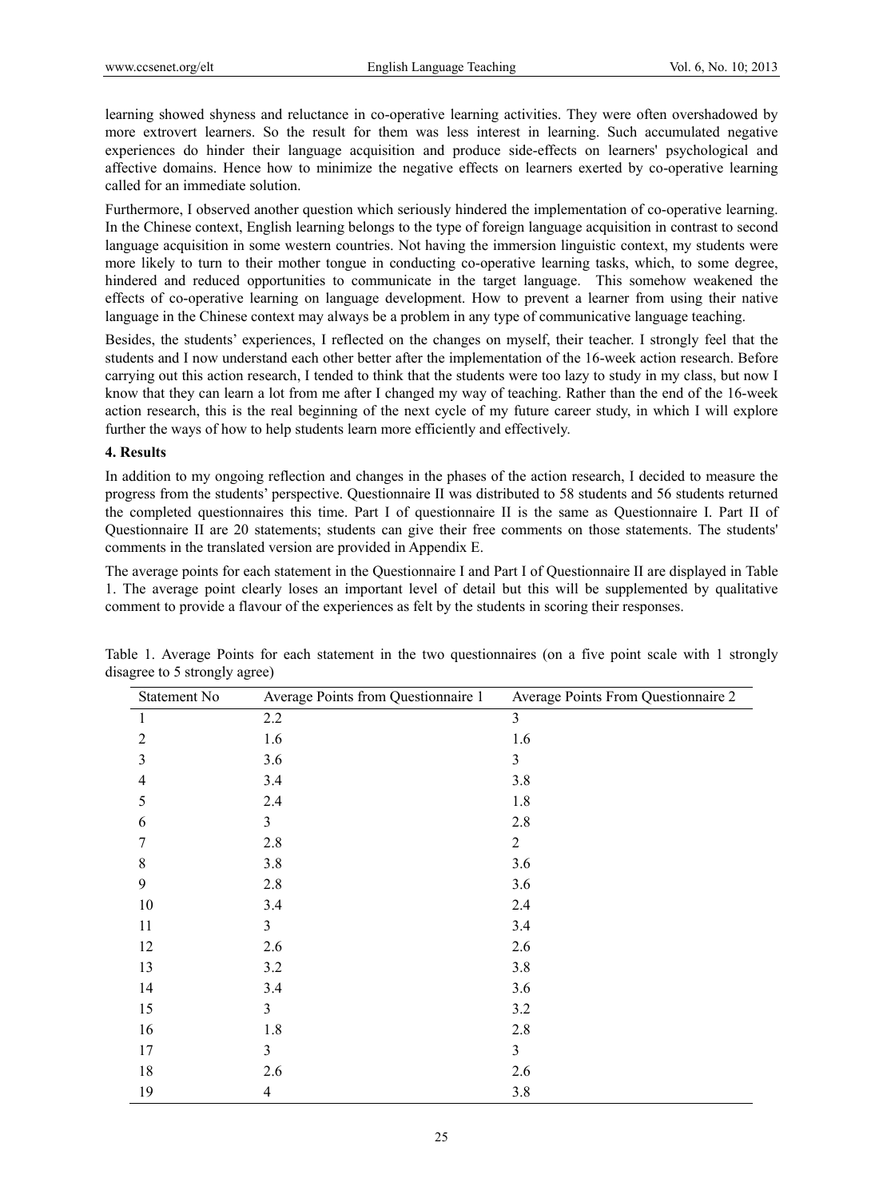learning showed shyness and reluctance in co-operative learning activities. They were often overshadowed by more extrovert learners. So the result for them was less interest in learning. Such accumulated negative experiences do hinder their language acquisition and produce side-effects on learners' psychological and affective domains. Hence how to minimize the negative effects on learners exerted by co-operative learning called for an immediate solution.

Furthermore, I observed another question which seriously hindered the implementation of co-operative learning. In the Chinese context, English learning belongs to the type of foreign language acquisition in contrast to second language acquisition in some western countries. Not having the immersion linguistic context, my students were more likely to turn to their mother tongue in conducting co-operative learning tasks, which, to some degree, hindered and reduced opportunities to communicate in the target language. This somehow weakened the effects of co-operative learning on language development. How to prevent a learner from using their native language in the Chinese context may always be a problem in any type of communicative language teaching.

Besides, the students' experiences, I reflected on the changes on myself, their teacher. I strongly feel that the students and I now understand each other better after the implementation of the 16-week action research. Before carrying out this action research, I tended to think that the students were too lazy to study in my class, but now I know that they can learn a lot from me after I changed my way of teaching. Rather than the end of the 16-week action research, this is the real beginning of the next cycle of my future career study, in which I will explore further the ways of how to help students learn more efficiently and effectively.

## 4. Results

In addition to my ongoing reflection and changes in the phases of the action research, I decided to measure the progress from the students' perspective. Questionnaire II was distributed to 58 students and 56 students returned the completed questionnaires this time. Part I of questionnaire II is the same as Questionnaire I. Part II of Questionnaire II are 20 statements; students can give their free comments on those statements. The students' comments in the translated version are provided in Appendix E.

The average points for each statement in the Questionnaire I and Part I of Questionnaire II are displayed in Table 1. The average point clearly loses an important level of detail but this will be supplemented by qualitative comment to provide a flavour of the experiences as felt by the students in scoring their responses.

Table 1. Average Points for each statement in the two questionnaires (on a five point scale with 1 strongly disagree to 5 strongly agree)

| Statement No | Average Points from Questionnaire 1 | Average Points From Questionnaire 2 |
|---|---|---|
| 1 | 2.2 | 3 |
| 2 | 1.6 | 1.6 |
| 3 | 3.6 | 3 |
| 4 | 3.4 | 3.8 |
| 5 | 2.4 | 1.8 |
| 6 | 3 | 2.8 |
| 7 | 2.8 | 2 |
| 8 | 3.8 | 3.6 |
| 9 | 2.8 | 3.6 |
| 10 | 3.4 | 2.4 |
| 11 | 3 | 3.4 |
| 12 | 2.6 | 2.6 |
| 13 | 3.2 | 3.8 |
| 14 | 3.4 | 3.6 |
| 15 | 3 | 3.2 |
| 16 | 1.8 | 2.8 |
| 17 | 3 | 3 |
| 18 | 2.6 | 2.6 |
| 19 | 4 | 3.8 |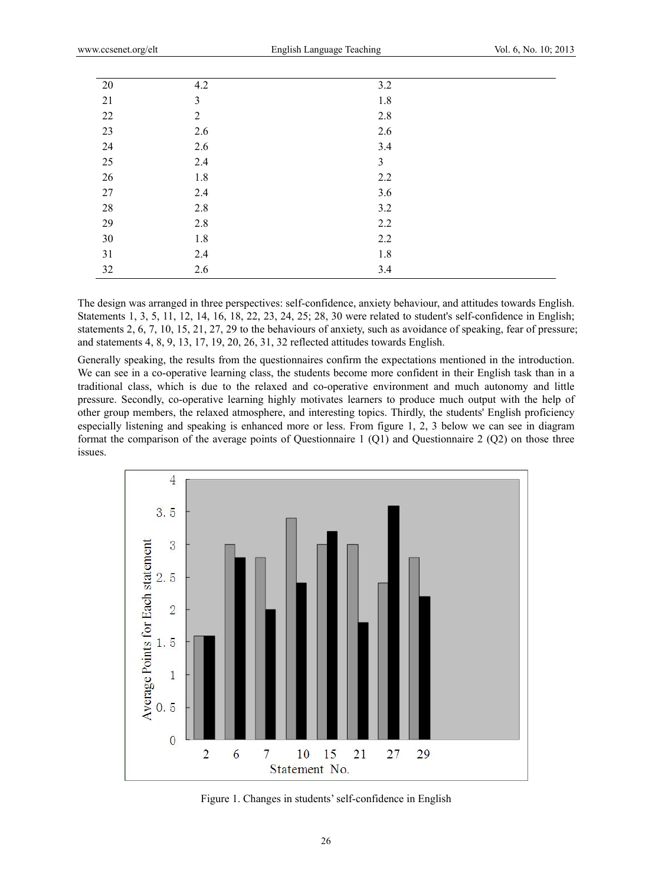| | | |
|---|---|---|
| 20 | 4.2 | 3.2 |
| 21 | 3 | 1.8 |
| 22 | 2 | 2.8 |
| 23 | 2.6 | 2.6 |
| 24 | 2.6 | 3.4 |
| 25 | 2.4 | 3 |
| 26 | 1.8 | 2.2 |
| 27 | 2.4 | 3.6 |
| 28 | 2.8 | 3.2 |
| 29 | 2.8 | 2.2 |
| 30 | 1.8 | 2.2 |
| 31 | 2.4 | 1.8 |
| 32 | 2.6 | 3.4 |

The design was arranged in three perspectives: self-confidence, anxiety behaviour, and attitudes towards English. Statements 1, 3, 5, 11, 12, 14, 16, 18, 22, 23, 24, 25; 28, 30 were related to student's self-confidence in English; statements 2, 6, 7, 10, 15, 21, 27, 29 to the behaviours of anxiety, such as avoidance of speaking, fear of pressure; and statements 4, 8, 9, 13, 17, 19, 20, 26, 31, 32 reflected attitudes towards English.

Generally speaking, the results from the questionnaires confirm the expectations mentioned in the introduction. We can see in a co-operative learning class, the students become more confident in their English task than in a traditional class, which is due to the relaxed and co-operative environment and much autonomy and little pressure. Secondly, co-operative learning highly motivates learners to produce much output with the help of other group members, the relaxed atmosphere, and interesting topics. Thirdly, the students' English proficiency especially listening and speaking is enhanced more or less. From figure 1, 2, 3 below we can see in diagram format the comparison of the average points of Questionnaire 1 (Q1) and Questionnaire 2 (Q2) on those three issues.

Figure 1. Changes in students' self-confidence in English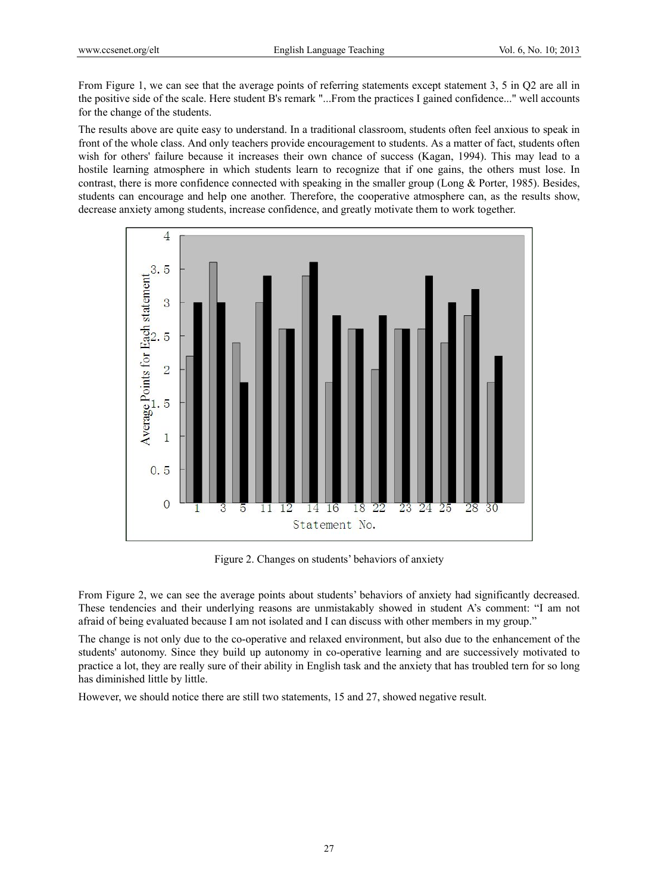From Figure 1, we can see that the average points of referring statements except statement 3, 5 in Q2 are all in the positive side of the scale. Here student B's remark "...From the practices I gained confidence..." well accounts for the change of the students.

The results above are quite easy to understand. In a traditional classroom, students often feel anxious to speak in front of the whole class. And only teachers provide encouragement to students. As a matter of fact, students often wish for others' failure because it increases their own chance of success (Kagan, 1994). This may lead to a hostile learning atmosphere in which students learn to recognize that if one gains, the others must lose. In contrast, there is more confidence connected with speaking in the smaller group (Long & Porter, 1985). Besides, students can encourage and help one another. Therefore, the cooperative atmosphere can, as the results show, decrease anxiety among students, increase confidence, and greatly motivate them to work together.

Figure 2. Changes on students' behaviors of anxiety

From Figure 2, we can see the average points about students' behaviors of anxiety had significantly decreased. These tendencies and their underlying reasons are unmistakably showed in student A's comment: "I am not afraid of being evaluated because I am not isolated and I can discuss with other members in my group."

The change is not only due to the co-operative and relaxed environment, but also due to the enhancement of the students' autonomy. Since they build up autonomy in co-operative learning and are successively motivated to practice a lot, they are really sure of their ability in English task and the anxiety that has troubled tern for so long has diminished little by little.

However, we should notice there are still two statements, 15 and 27, showed negative result.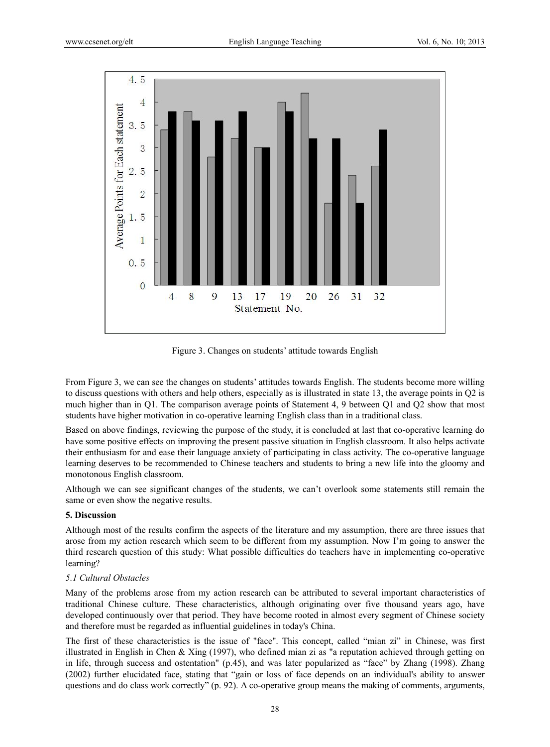4.5
4
3.5
3
2.5
2
1.5
1
0.5
0

Average Points for Each statement

4 8 9 13 17 19 20 26 31 32

Statement No.

Figure 3. Changes on students' attitude towards English

From Figure 3, we can see the changes on students' attitudes towards English. The students become more willing to discuss questions with others and help others, especially as is illustrated in state 13, the average points in Q2 is much higher than in Q1. The comparison average points of Statement 4, 9 between Q1 and Q2 show that most students have higher motivation in co-operative learning English class than in a traditional class.

Based on above findings, reviewing the purpose of the study, it is concluded at last that co-operative learning do have some positive effects on improving the present passive situation in English classroom. It also helps activate their enthusiasm for and ease their language anxiety of participating in class activity. The co-operative language learning deserves to be recommended to Chinese teachers and students to bring a new life into the gloomy and monotonous English classroom.

Although we can see significant changes of the students, we can't overlook some statements still remain the same or even show the negative results.

## 5. Discussion

Although most of the results confirm the aspects of the literature and my assumption, there are three issues that arose from my action research which seem to be different from my assumption. Now I'm going to answer the third research question of this study: What possible difficulties do teachers have in implementing co-operative learning?

### *5.1 Cultural Obstacles*

Many of the problems arose from my action research can be attributed to several important characteristics of traditional Chinese culture. These characteristics, although originating over five thousand years ago, have developed continuously over that period. They have become rooted in almost every segment of Chinese society and therefore must be regarded as influential guidelines in today's China.

The first of these characteristics is the issue of "face". This concept, called "mian zi" in Chinese, was first illustrated in English in Chen & Xing (1997), who defined mian zi as "a reputation achieved through getting on in life, through success and ostentation" (p.45), and was later popularized as "face" by Zhang (1998). Zhang (2002) further elucidated face, stating that "gain or loss of face depends on an individual's ability to answer questions and do class work correctly" (p. 92). A co-operative group means the making of comments, arguments,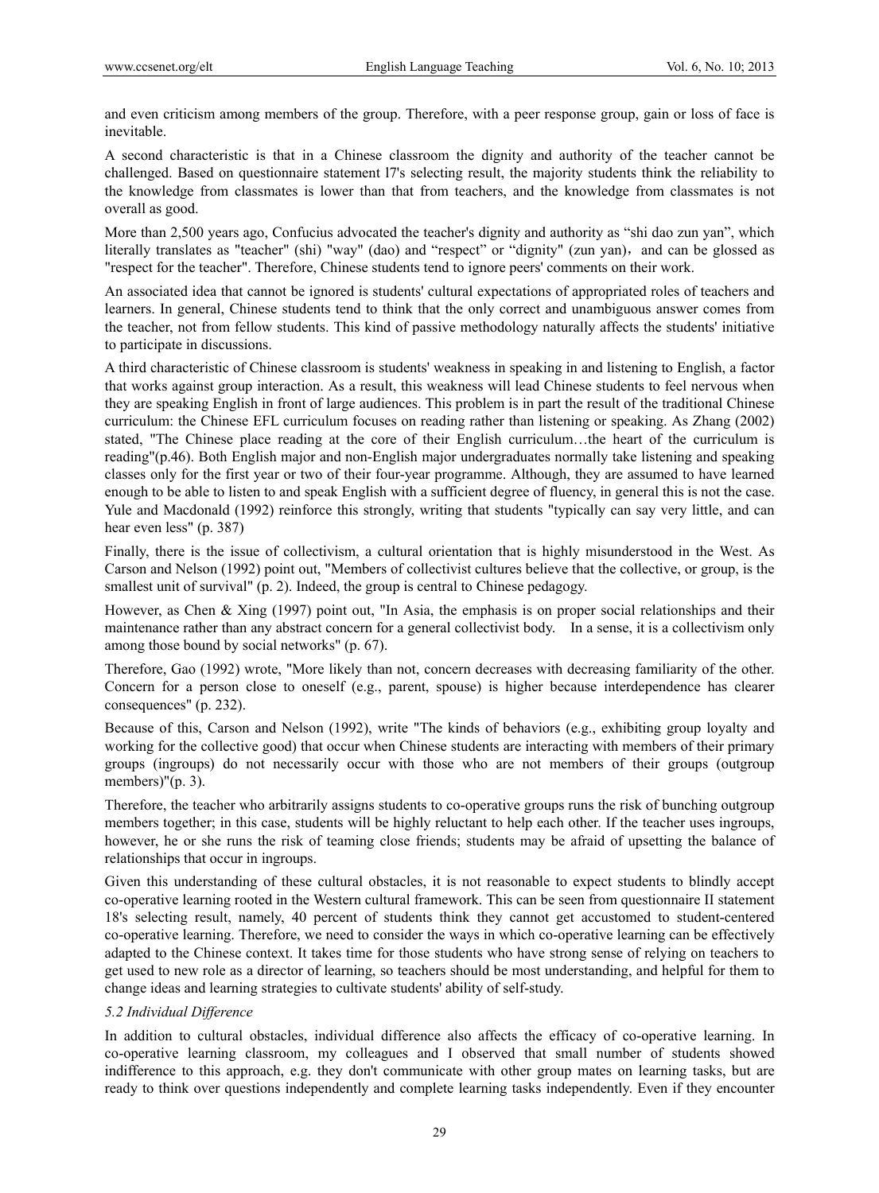and even criticism among members of the group. Therefore, with a peer response group, gain or loss of face is inevitable.

A second characteristic is that in a Chinese classroom the dignity and authority of the teacher cannot be challenged. Based on questionnaire statement l7's selecting result, the majority students think the reliability to the knowledge from classmates is lower than that from teachers, and the knowledge from classmates is not overall as good.

More than 2,500 years ago, Confucius advocated the teacher's dignity and authority as "shi dao zun yan", which literally translates as "teacher" (shi) "way" (dao) and "respect" or "dignity" (zun yan)，and can be glossed as "respect for the teacher". Therefore, Chinese students tend to ignore peers' comments on their work.

An associated idea that cannot be ignored is students' cultural expectations of appropriated roles of teachers and learners. In general, Chinese students tend to think that the only correct and unambiguous answer comes from the teacher, not from fellow students. This kind of passive methodology naturally affects the students' initiative to participate in discussions.

A third characteristic of Chinese classroom is students' weakness in speaking in and listening to English, a factor that works against group interaction. As a result, this weakness will lead Chinese students to feel nervous when they are speaking English in front of large audiences. This problem is in part the result of the traditional Chinese curriculum: the Chinese EFL curriculum focuses on reading rather than listening or speaking. As Zhang (2002) stated, "The Chinese place reading at the core of their English curriculum…the heart of the curriculum is reading"(p.46). Both English major and non-English major undergraduates normally take listening and speaking classes only for the first year or two of their four-year programme. Although, they are assumed to have learned enough to be able to listen to and speak English with a sufficient degree of fluency, in general this is not the case. Yule and Macdonald (1992) reinforce this strongly, writing that students "typically can say very little, and can hear even less" (p. 387)

Finally, there is the issue of collectivism, a cultural orientation that is highly misunderstood in the West. As Carson and Nelson (1992) point out, "Members of collectivist cultures believe that the collective, or group, is the smallest unit of survival" (p. 2). Indeed, the group is central to Chinese pedagogy.

However, as Chen & Xing (1997) point out, "In Asia, the emphasis is on proper social relationships and their maintenance rather than any abstract concern for a general collectivist body. In a sense, it is a collectivism only among those bound by social networks" (p. 67).

Therefore, Gao (1992) wrote, "More likely than not, concern decreases with decreasing familiarity of the other. Concern for a person close to oneself (e.g., parent, spouse) is higher because interdependence has clearer consequences" (p. 232).

Because of this, Carson and Nelson (1992), write "The kinds of behaviors (e.g., exhibiting group loyalty and working for the collective good) that occur when Chinese students are interacting with members of their primary groups (ingroups) do not necessarily occur with those who are not members of their groups (outgroup members)"(p. 3).

Therefore, the teacher who arbitrarily assigns students to co-operative groups runs the risk of bunching outgroup members together; in this case, students will be highly reluctant to help each other. If the teacher uses ingroups, however, he or she runs the risk of teaming close friends; students may be afraid of upsetting the balance of relationships that occur in ingroups.

Given this understanding of these cultural obstacles, it is not reasonable to expect students to blindly accept co-operative learning rooted in the Western cultural framework. This can be seen from questionnaire II statement 18's selecting result, namely, 40 percent of students think they cannot get accustomed to student-centered co-operative learning. Therefore, we need to consider the ways in which co-operative learning can be effectively adapted to the Chinese context. It takes time for those students who have strong sense of relying on teachers to get used to new role as a director of learning, so teachers should be most understanding, and helpful for them to change ideas and learning strategies to cultivate students' ability of self-study.

### *5.2 Individual Difference*

In addition to cultural obstacles, individual difference also affects the efficacy of co-operative learning. In co-operative learning classroom, my colleagues and I observed that small number of students showed indifference to this approach, e.g. they don't communicate with other group mates on learning tasks, but are ready to think over questions independently and complete learning tasks independently. Even if they encounter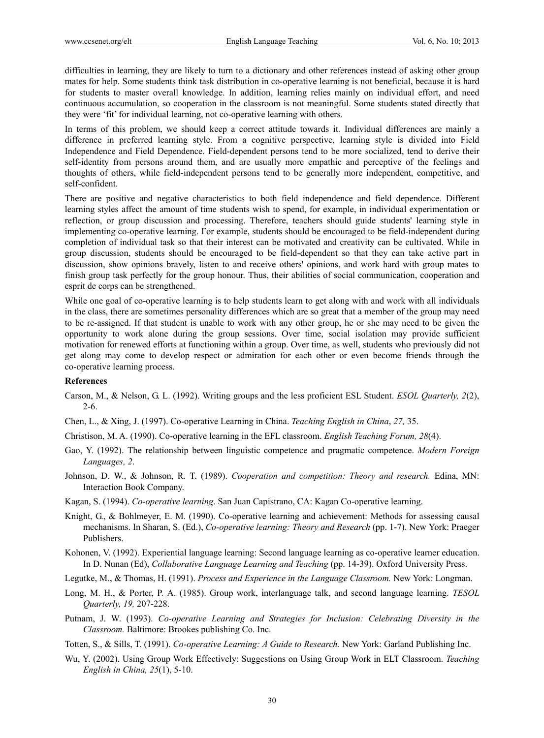difficulties in learning, they are likely to turn to a dictionary and other references instead of asking other group mates for help. Some students think task distribution in co-operative learning is not beneficial, because it is hard for students to master overall knowledge. In addition, learning relies mainly on individual effort, and need continuous accumulation, so cooperation in the classroom is not meaningful. Some students stated directly that they were 'fit' for individual learning, not co-operative learning with others.

In terms of this problem, we should keep a correct attitude towards it. Individual differences are mainly a difference in preferred learning style. From a cognitive perspective, learning style is divided into Field Independence and Field Dependence. Field-dependent persons tend to be more socialized, tend to derive their self-identity from persons around them, and are usually more empathic and perceptive of the feelings and thoughts of others, while field-independent persons tend to be generally more independent, competitive, and self-confident.

There are positive and negative characteristics to both field independence and field dependence. Different learning styles affect the amount of time students wish to spend, for example, in individual experimentation or reflection, or group discussion and processing. Therefore, teachers should guide students' learning style in implementing co-operative learning. For example, students should be encouraged to be field-independent during completion of individual task so that their interest can be motivated and creativity can be cultivated. While in group discussion, students should be encouraged to be field-dependent so that they can take active part in discussion, show opinions bravely, listen to and receive others' opinions, and work hard with group mates to finish group task perfectly for the group honour. Thus, their abilities of social communication, cooperation and esprit de corps can be strengthened.

While one goal of co-operative learning is to help students learn to get along with and work with all individuals in the class, there are sometimes personality differences which are so great that a member of the group may need to be re-assigned. If that student is unable to work with any other group, he or she may need to be given the opportunity to work alone during the group sessions. Over time, social isolation may provide sufficient motivation for renewed efforts at functioning within a group. Over time, as well, students who previously did not get along may come to develop respect or admiration for each other or even become friends through the co-operative learning process.

**References**

Carson, M., & Nelson, G. L. (1992). Writing groups and the less proficient ESL Student. *ESOL Quarterly, 2*(2), 2-6.

Chen, L., & Xing, J. (1997). Co-operative Learning in China. *Teaching English in China*, *27,* 35.

Christison, M. A. (1990). Co-operative learning in the EFL classroom. *English Teaching Forum, 28*(4).

Gao, Y. (1992). The relationship between linguistic competence and pragmatic competence. *Modern Foreign Languages, 2*.

Johnson, D. W., & Johnson, R. T. (1989). *Cooperation and competition: Theory and research.* Edina, MN: Interaction Book Company.

Kagan, S. (1994). *Co-operative learning*. San Juan Capistrano, CA: Kagan Co-operative learning.

Knight, G., & Bohlmeyer, E. M. (1990). Co-operative learning and achievement: Methods for assessing causal mechanisms. In Sharan, S. (Ed.), *Co-operative learning: Theory and Research* (pp. 1-7). New York: Praeger Publishers.

Kohonen, V. (1992). Experiential language learning: Second language learning as co-operative learner education. In D. Nunan (Ed), *Collaborative Language Learning and Teaching* (pp. 14-39). Oxford University Press.

Legutke, M., & Thomas, H. (1991). *Process and Experience in the Language Classroom.* New York: Longman.

Long, M. H., & Porter, P. A. (1985). Group work, interlanguage talk, and second language learning. *TESOL Quarterly, 19,* 207-228.

Putnam, J. W. (1993). *Co-operative Learning and Strategies for Inclusion: Celebrating Diversity in the Classroom.* Baltimore: Brookes publishing Co. Inc.

Totten, S., & Sills, T. (1991). *Co-operative Learning: A Guide to Research.* New York: Garland Publishing Inc.

Wu, Y. (2002). Using Group Work Effectively: Suggestions on Using Group Work in ELT Classroom. *Teaching English in China, 25*(1), 5-10.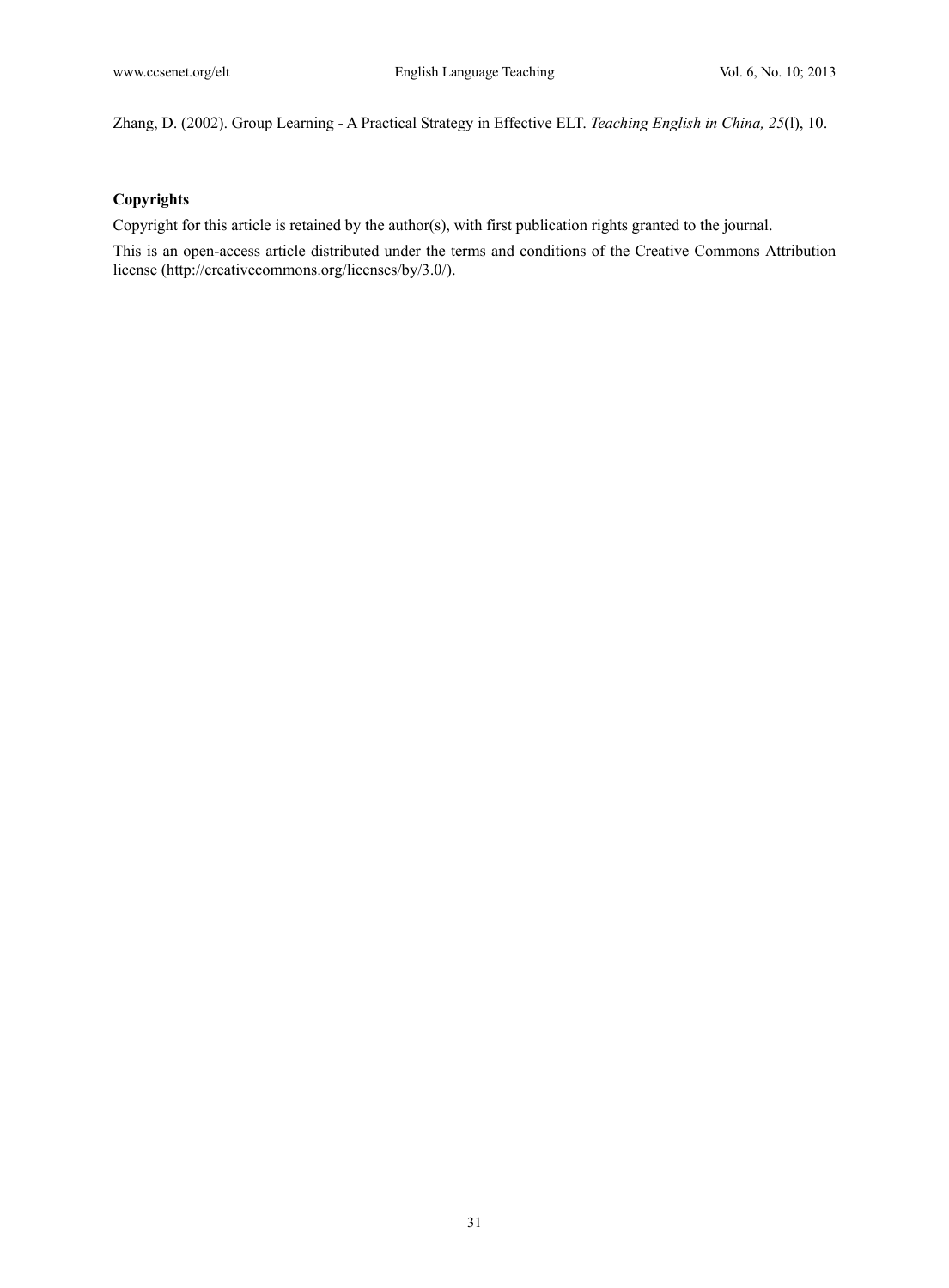Zhang, D. (2002). Group Learning - A Practical Strategy in Effective ELT. *Teaching English in China, 25*(l), 10.

## Copyrights

Copyright for this article is retained by the author(s), with first publication rights granted to the journal.

This is an open-access article distributed under the terms and conditions of the Creative Commons Attribution license (http://creativecommons.org/licenses/by/3.0/).